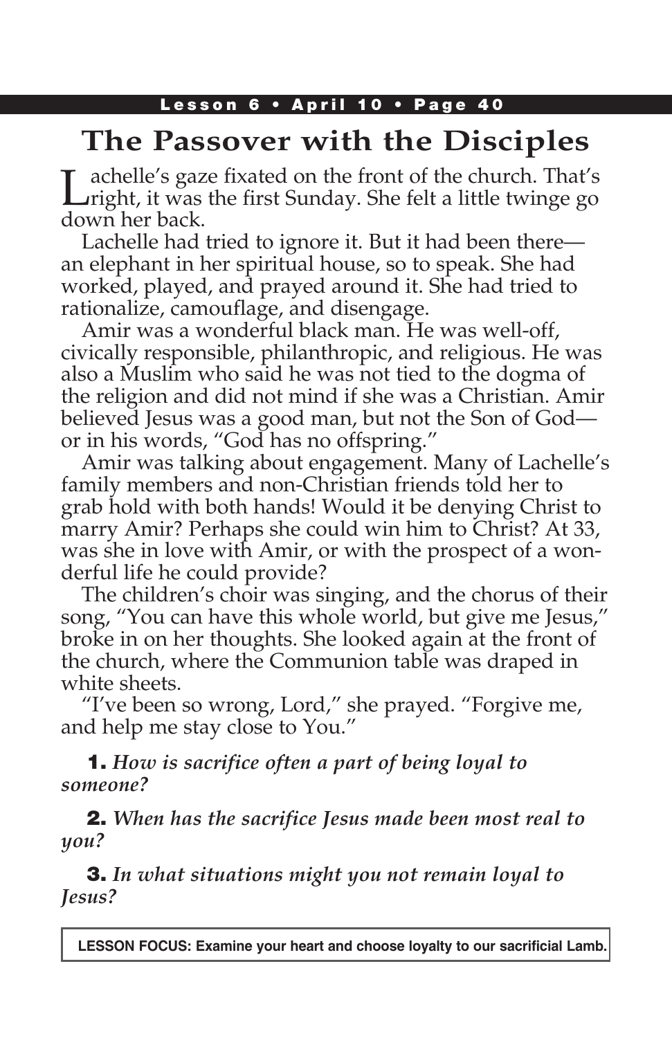# The Passover with the Disciples

Lachelle's gaze fixated on the front of the church. That's right, it was the first Sunday. She felt a little twinge go down her back.

Lachelle had tried to ignore it. But it had been there—an elephant in her spiritual house, so to speak. She had worked, played, and prayed around it. She had tried to rationalize, camouflage, and disengage.

Amir was a wonderful black man. He was well-off, civically responsible, philanthropic, and religious. He was also a Muslim who said he was not tied to the dogma of the religion and did not mind if she was a Christian. Amir believed Jesus was a good man, but not the Son of God—or in his words, "God has no offspring."

Amir was talking about engagement. Many of Lachelle's family members and non-Christian friends told her to grab hold with both hands! Would it be denying Christ to marry Amir? Perhaps she could win him to Christ? At 33, was she in love with Amir, or with the prospect of a wonderful life he could provide?

The children's choir was singing, and the chorus of their song, "You can have this whole world, but give me Jesus," broke in on her thoughts. She looked again at the front of the church, where the Communion table was draped in white sheets.

"I've been so wrong, Lord," she prayed. "Forgive me, and help me stay close to You."

**1.** ***How is sacrifice often a part of being loyal to someone?***

**2.** ***When has the sacrifice Jesus made been most real to you?***

**3.** ***In what situations might you not remain loyal to Jesus?***

**LESSON FOCUS: Examine your heart and choose loyalty to our sacrificial Lamb.**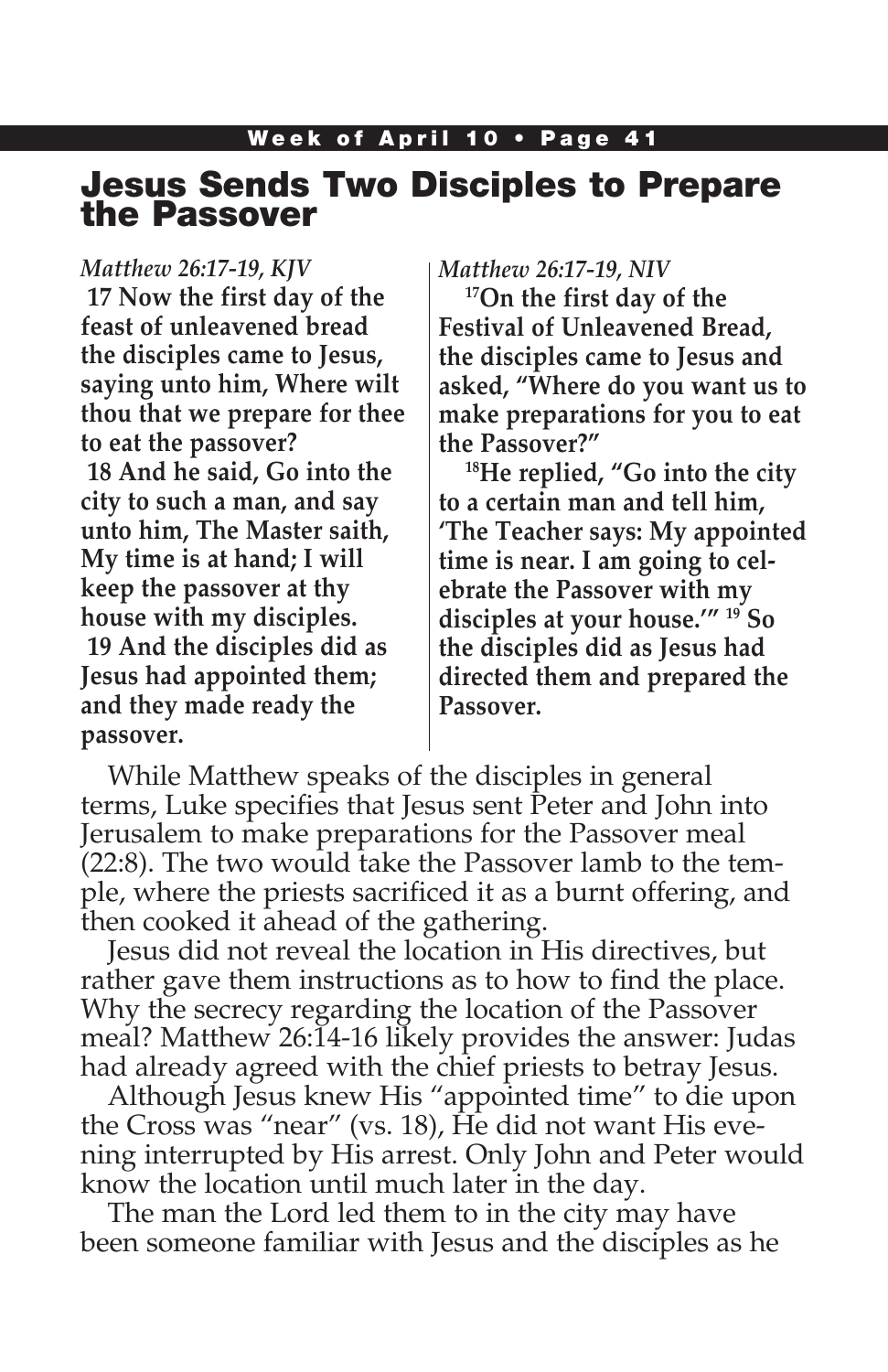# Jesus Sends Two Disciples to Prepare the Passover

*Matthew 26:17-19, KJV*

**17 Now the first day of the feast of unleavened bread the disciples came to Jesus, saying unto him, Where wilt thou that we prepare for thee to eat the passover?**

**18 And he said, Go into the city to such a man, and say unto him, The Master saith, My time is at hand; I will keep the passover at thy house with my disciples.**

**19 And the disciples did as Jesus had appointed them; and they made ready the passover.**

*Matthew 26:17-19, NIV*

**17 On the first day of the Festival of Unleavened Bread, the disciples came to Jesus and asked, "Where do you want us to make preparations for you to eat the Passover?"**

**18 He replied, "Go into the city to a certain man and tell him, 'The Teacher says: My appointed time is near. I am going to celebrate the Passover with my disciples at your house.'" 19 So the disciples did as Jesus had directed them and prepared the Passover.**

While Matthew speaks of the disciples in general terms, Luke specifies that Jesus sent Peter and John into Jerusalem to make preparations for the Passover meal (22:8). The two would take the Passover lamb to the temple, where the priests sacrificed it as a burnt offering, and then cooked it ahead of the gathering.

Jesus did not reveal the location in His directives, but rather gave them instructions as to how to find the place. Why the secrecy regarding the location of the Passover meal? Matthew 26:14-16 likely provides the answer: Judas had already agreed with the chief priests to betray Jesus.

Although Jesus knew His "appointed time" to die upon the Cross was "near" (vs. 18), He did not want His evening interrupted by His arrest. Only John and Peter would know the location until much later in the day.

The man the Lord led them to in the city may have been someone familiar with Jesus and the disciples as he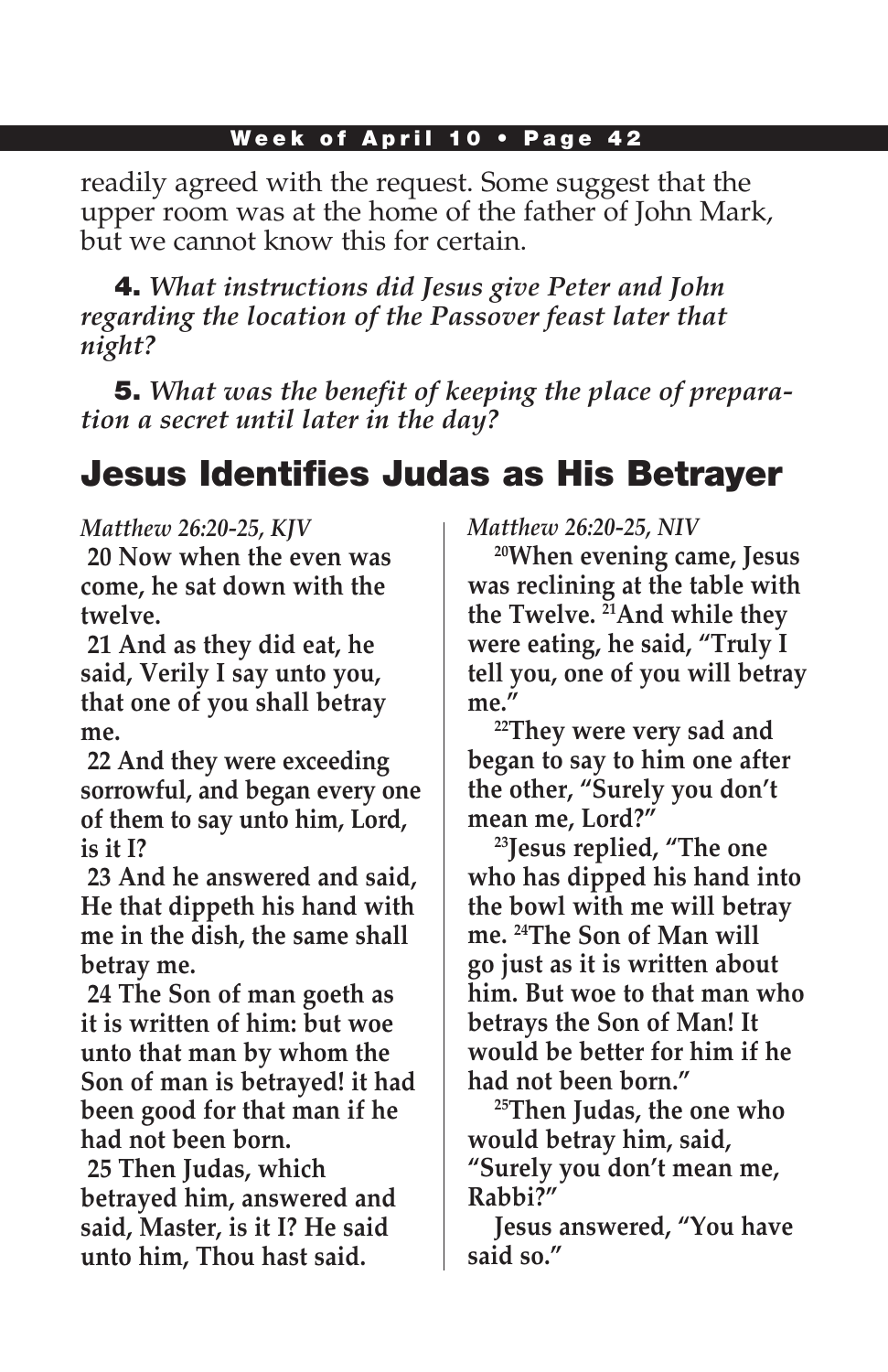readily agreed with the request. Some suggest that the upper room was at the home of the father of John Mark, but we cannot know this for certain.

**4.** *What instructions did Jesus give Peter and John regarding the location of the Passover feast later that night?*

**5.** *What was the benefit of keeping the place of preparation a secret until later in the day?*

## Jesus Identifies Judas as His Betrayer

*Matthew 26:20-25, KJV*

**20 Now when the even was come, he sat down with the twelve.**

**21 And as they did eat, he said, Verily I say unto you, that one of you shall betray me.**

**22 And they were exceeding sorrowful, and began every one of them to say unto him, Lord, is it I?**

**23 And he answered and said, He that dippeth his hand with me in the dish, the same shall betray me.**

**24 The Son of man goeth as it is written of him: but woe unto that man by whom the Son of man is betrayed! it had been good for that man if he had not been born.**

**25 Then Judas, which betrayed him, answered and said, Master, is it I? He said unto him, Thou hast said.**

*Matthew 26:20-25, NIV*

**20When evening came, Jesus was reclining at the table with the Twelve. 21And while they were eating, he said, "Truly I tell you, one of you will betray me."**

**22They were very sad and began to say to him one after the other, "Surely you don't mean me, Lord?"**

**23Jesus replied, "The one who has dipped his hand into the bowl with me will betray me. 24The Son of Man will go just as it is written about him. But woe to that man who betrays the Son of Man! It would be better for him if he had not been born."**

**25Then Judas, the one who would betray him, said, "Surely you don't mean me, Rabbi?"**

**Jesus answered, "You have said so."**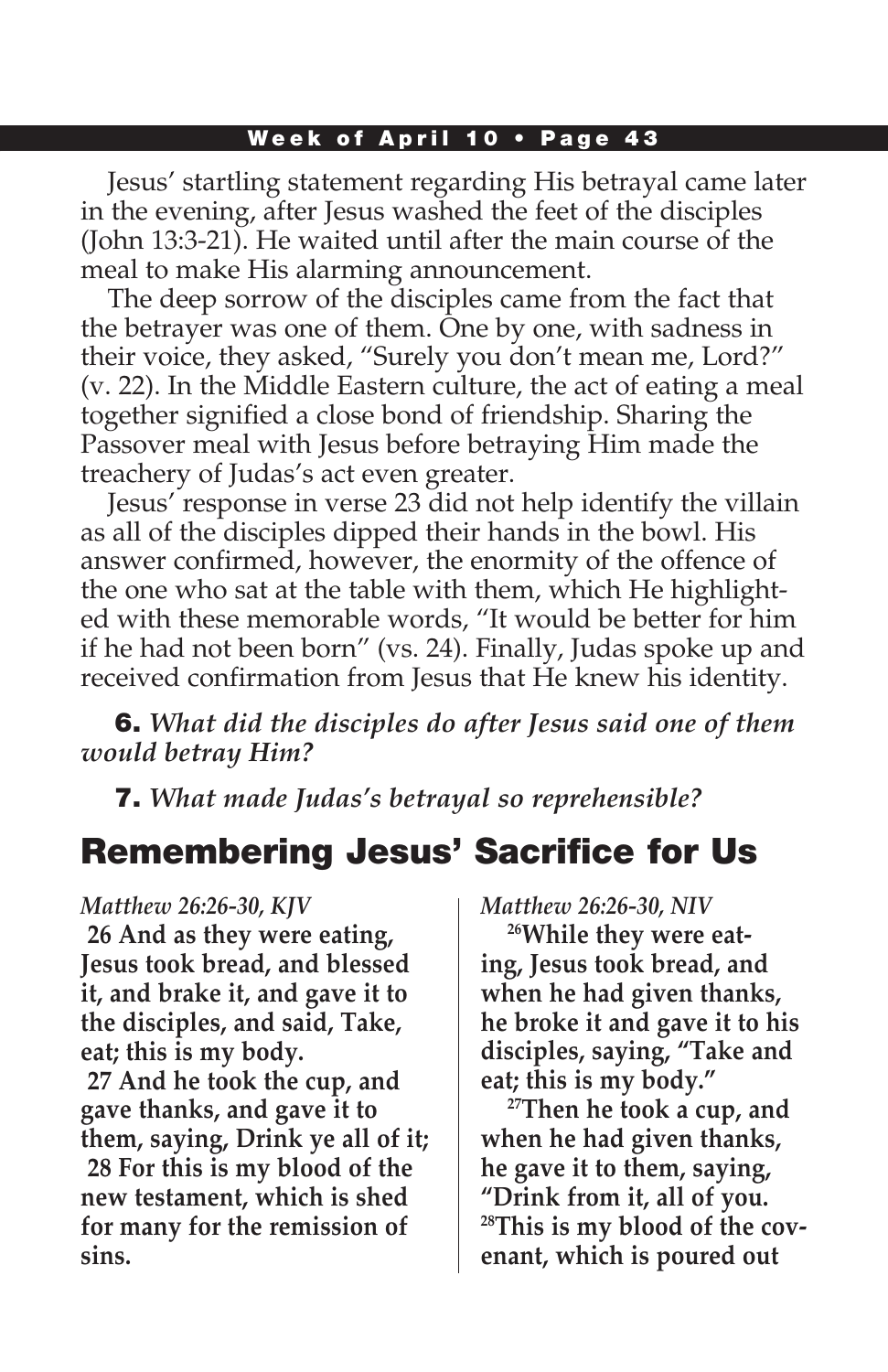Jesus' startling statement regarding His betrayal came later in the evening, after Jesus washed the feet of the disciples (John 13:3-21). He waited until after the main course of the meal to make His alarming announcement.

The deep sorrow of the disciples came from the fact that the betrayer was one of them. One by one, with sadness in their voice, they asked, "Surely you don't mean me, Lord?" (v. 22). In the Middle Eastern culture, the act of eating a meal together signified a close bond of friendship. Sharing the Passover meal with Jesus before betraying Him made the treachery of Judas's act even greater.

Jesus' response in verse 23 did not help identify the villain as all of the disciples dipped their hands in the bowl. His answer confirmed, however, the enormity of the offence of the one who sat at the table with them, which He highlighted with these memorable words, "It would be better for him if he had not been born" (vs. 24). Finally, Judas spoke up and received confirmation from Jesus that He knew his identity.

**6.** ***What did the disciples do after Jesus said one of them would betray Him?***

**7.** ***What made Judas's betrayal so reprehensible?***

## Remembering Jesus' Sacrifice for Us

*Matthew 26:26-30, KJV*

**26 And as they were eating, Jesus took bread, and blessed it, and brake it, and gave it to the disciples, and said, Take, eat; this is my body.**

**27 And he took the cup, and gave thanks, and gave it to them, saying, Drink ye all of it;**

**28 For this is my blood of the new testament, which is shed for many for the remission of sins.**

*Matthew 26:26-30, NIV*

**26While they were eating, Jesus took bread, and when he had given thanks, he broke it and gave it to his disciples, saying, "Take and eat; this is my body."**

**27Then he took a cup, and when he had given thanks, he gave it to them, saying, "Drink from it, all of you. 28This is my blood of the covenant, which is poured out**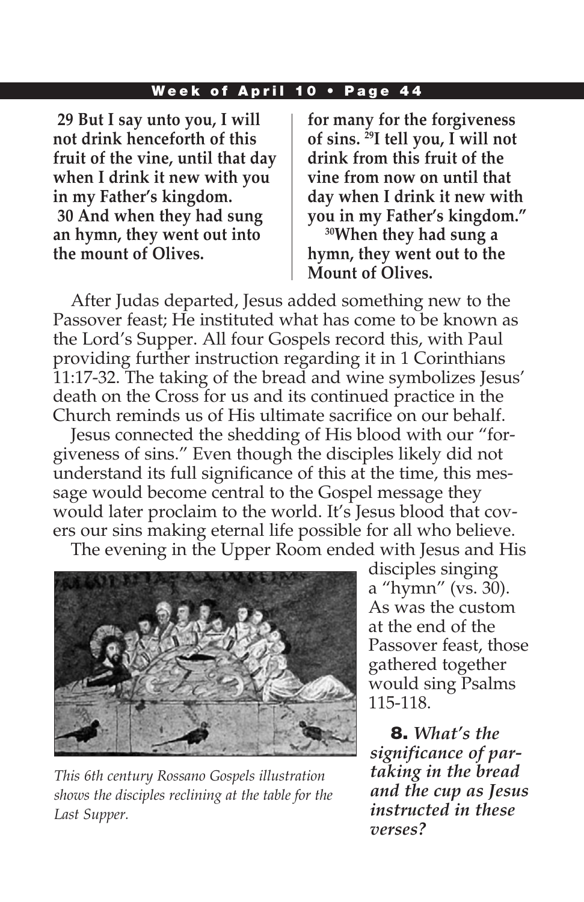**29 But I say unto you, I will not drink henceforth of this fruit of the vine, until that day when I drink it new with you in my Father's kingdom.**
**30 And when they had sung an hymn, they went out into the mount of Olives.**

**for many for the forgiveness of sins. [29]I tell you, I will not drink from this fruit of the vine from now on until that day when I drink it new with you in my Father's kingdom."**
**[30]When they had sung a hymn, they went out to the Mount of Olives.**

After Judas departed, Jesus added something new to the Passover feast; He instituted what has come to be known as the Lord's Supper. All four Gospels record this, with Paul providing further instruction regarding it in 1 Corinthians 11:17-32. The taking of the bread and wine symbolizes Jesus' death on the Cross for us and its continued practice in the Church reminds us of His ultimate sacrifice on our behalf.

Jesus connected the shedding of His blood with our "forgiveness of sins." Even though the disciples likely did not understand its full significance of this at the time, this message would become central to the Gospel message they would later proclaim to the world. It's Jesus blood that covers our sins making eternal life possible for all who believe.

The evening in the Upper Room ended with Jesus and His disciples singing a "hymn" (vs. 30). As was the custom at the end of the Passover feast, those gathered together would sing Psalms 115-118.

*This 6th century Rossano Gospels illustration shows the disciples reclining at the table for the Last Supper.*

**8.** ***What's the significance of partaking in the bread and the cup as Jesus instructed in these verses?***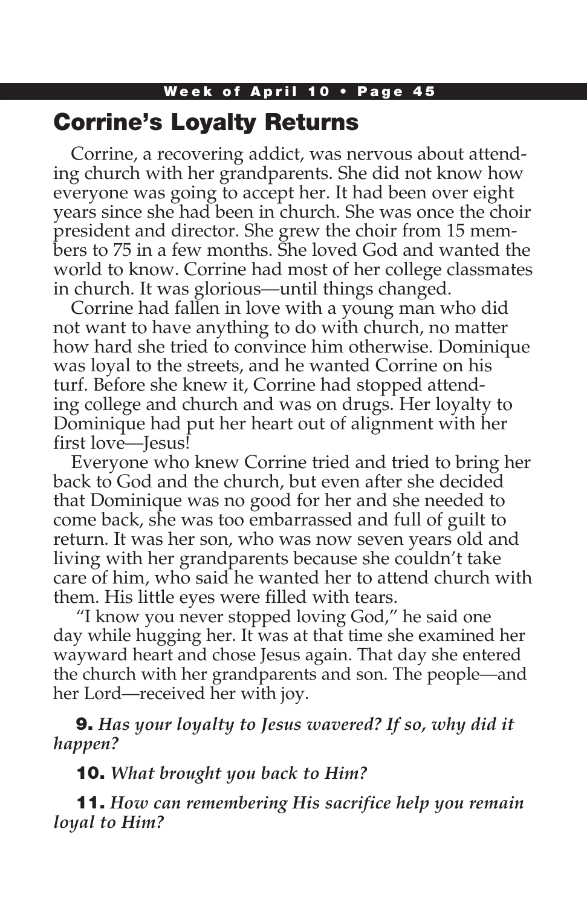## Corrine's Loyalty Returns

Corrine, a recovering addict, was nervous about attending church with her grandparents. She did not know how everyone was going to accept her. It had been over eight years since she had been in church. She was once the choir president and director. She grew the choir from 15 members to 75 in a few months. She loved God and wanted the world to know. Corrine had most of her college classmates in church. It was glorious—until things changed.

Corrine had fallen in love with a young man who did not want to have anything to do with church, no matter how hard she tried to convince him otherwise. Dominique was loyal to the streets, and he wanted Corrine on his turf. Before she knew it, Corrine had stopped attending college and church and was on drugs. Her loyalty to Dominique had put her heart out of alignment with her first love—Jesus!

Everyone who knew Corrine tried and tried to bring her back to God and the church, but even after she decided that Dominique was no good for her and she needed to come back, she was too embarrassed and full of guilt to return. It was her son, who was now seven years old and living with her grandparents because she couldn't take care of him, who said he wanted her to attend church with them. His little eyes were filled with tears.

"I know you never stopped loving God," he said one day while hugging her. It was at that time she examined her wayward heart and chose Jesus again. That day she entered the church with her grandparents and son. The people—and her Lord—received her with joy.

**9.** *Has your loyalty to Jesus wavered? If so, why did it happen?*

**10.** *What brought you back to Him?*

**11.** *How can remembering His sacrifice help you remain loyal to Him?*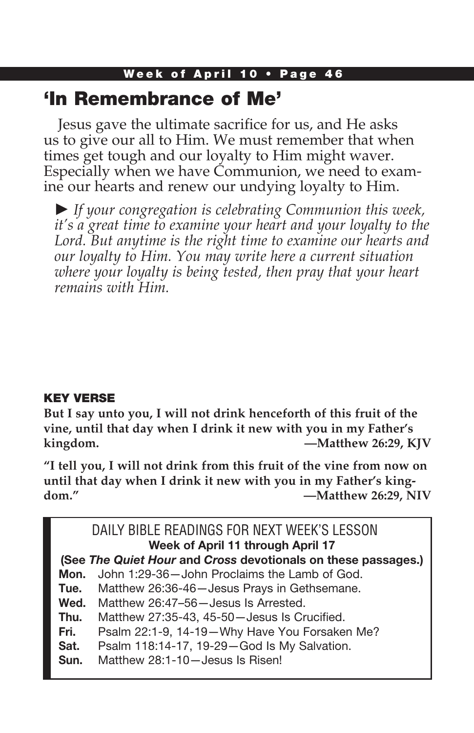# 'In Remembrance of Me'

Jesus gave the ultimate sacrifice for us, and He asks us to give our all to Him. We must remember that when times get tough and our loyalty to Him might waver. Especially when we have Communion, we need to examine our hearts and renew our undying loyalty to Him.

► *If your congregation is celebrating Communion this week, it's a great time to examine your heart and your loyalty to the Lord. But anytime is the right time to examine our hearts and our loyalty to Him. You may write here a current situation where your loyalty is being tested, then pray that your heart remains with Him.*

### KEY VERSE

**But I say unto you, I will not drink henceforth of this fruit of the vine, until that day when I drink it new with you in my Father's kingdom. —Matthew 26:29, KJV**

**"I tell you, I will not drink from this fruit of the vine from now on until that day when I drink it new with you in my Father's kingdom." —Matthew 26:29, NIV**

### DAILY BIBLE READINGS FOR NEXT WEEK'S LESSON

**Week of April 11 through April 17**

**(See *The Quiet Hour* and *Cross* devotionals on these passages.)**

- **Mon.** John 1:29-36—John Proclaims the Lamb of God.
- **Tue.** Matthew 26:36-46—Jesus Prays in Gethsemane.
- **Wed.** Matthew 26:47–56—Jesus Is Arrested.
- **Thu.** Matthew 27:35-43, 45-50—Jesus Is Crucified.
- **Fri.** Psalm 22:1-9, 14-19—Why Have You Forsaken Me?
- **Sat.** Psalm 118:14-17, 19-29—God Is My Salvation.
- **Sun.** Matthew 28:1-10—Jesus Is Risen!